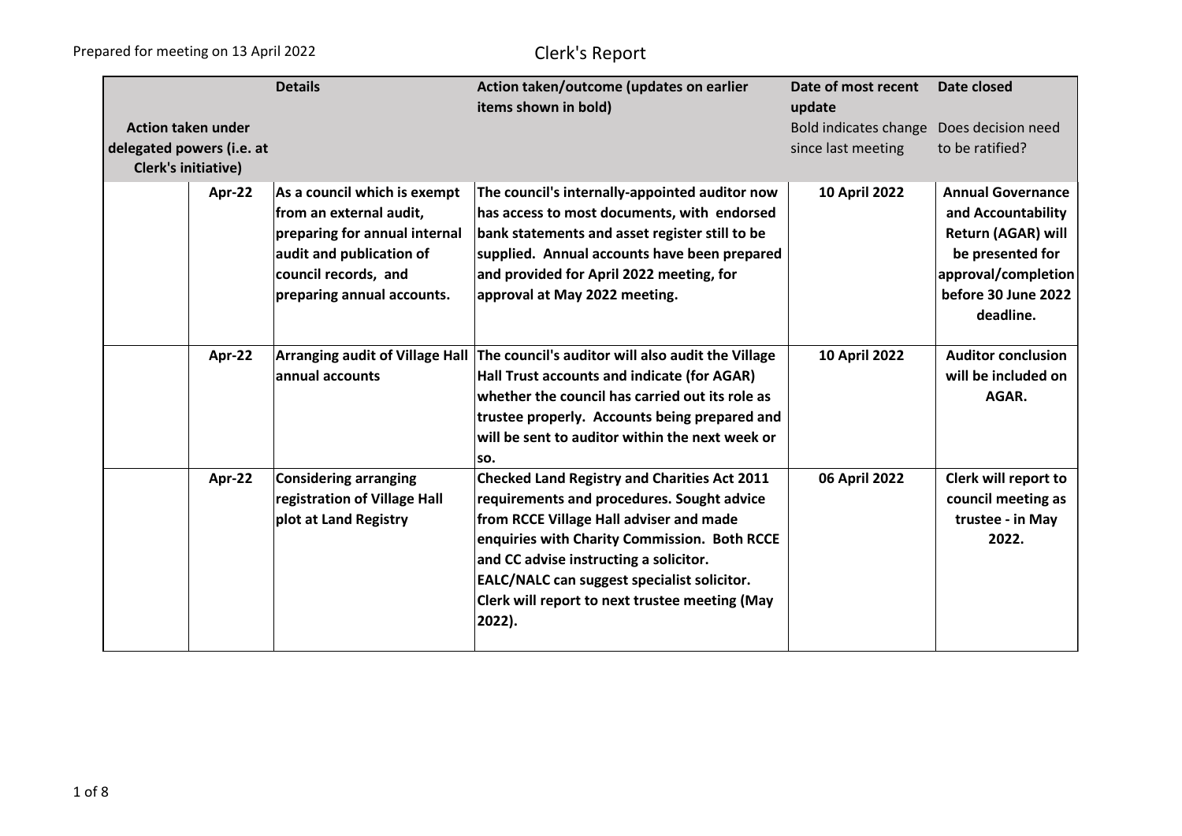Prepared for meeting on 13 April 2022

# Clerk's Report

| Action taken under delegated powers (i.e. at Clerk's initiative) | | Details | Action taken/outcome (updates on earlier items shown in bold) | Date of most recent update<br>Bold indicates change since last meeting | Date closed<br>Does decision need to be ratified? |
|---|---|---|---|---|---|
| | **Apr-22** | **As a council which is exempt from an external audit, preparing for annual internal audit and publication of council records, and preparing annual accounts.** | **The council's internally-appointed auditor now has access to most documents, with endorsed bank statements and asset register still to be supplied. Annual accounts have been prepared and provided for April 2022 meeting, for approval at May 2022 meeting.** | **10 April 2022** | **Annual Governance and Accountability Return (AGAR) will be presented for approval/completion before 30 June 2022 deadline.** |
| | **Apr-22** | **Arranging audit of Village Hall annual accounts** | **The council's auditor will also audit the Village Hall Trust accounts and indicate (for AGAR) whether the council has carried out its role as trustee properly. Accounts being prepared and will be sent to auditor within the next week or so.** | **10 April 2022** | **Auditor conclusion will be included on AGAR.** |
| | **Apr-22** | **Considering arranging registration of Village Hall plot at Land Registry** | **Checked Land Registry and Charities Act 2011 requirements and procedures. Sought advice from RCCE Village Hall adviser and made enquiries with Charity Commission. Both RCCE and CC advise instructing a solicitor. EALC/NALC can suggest specialist solicitor. Clerk will report to next trustee meeting (May 2022).** | **06 April 2022** | **Clerk will report to council meeting as trustee - in May 2022.** |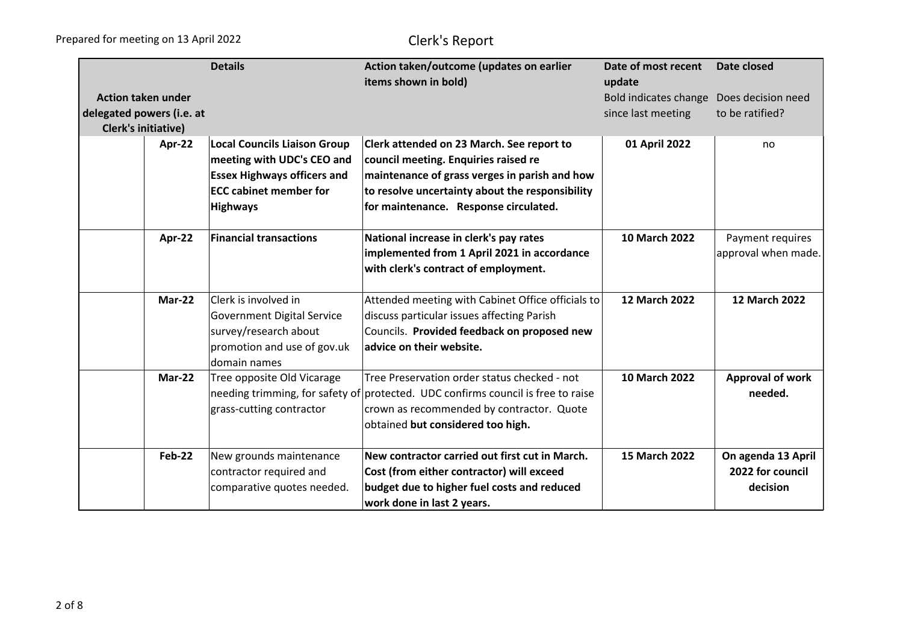Prepared for meeting on 13 April 2022

# Clerk's Report

| Action taken under delegated powers (i.e. at Clerk's initiative) | Details | Action taken/outcome (updates on earlier items shown in bold) | Date of most recent update<br>Bold indicates change since last meeting | Date closed<br>Does decision need to be ratified? |
|---|---|---|---|---|
| **Apr-22** | **Local Councils Liaison Group meeting with UDC's CEO and Essex Highways officers and ECC cabinet member for Highways** | **Clerk attended on 23 March. See report to council meeting. Enquiries raised re maintenance of grass verges in parish and how to resolve uncertainty about the responsibility for maintenance. Response circulated.** | **01 April 2022** | no |
| **Apr-22** | **Financial transactions** | **National increase in clerk's pay rates implemented from 1 April 2021 in accordance with clerk's contract of employment.** | **10 March 2022** | Payment requires approval when made. |
| **Mar-22** | Clerk is involved in Government Digital Service survey/research about promotion and use of gov.uk domain names | Attended meeting with Cabinet Office officials to discuss particular issues affecting Parish Councils. **Provided feedback on proposed new advice on their website.** | **12 March 2022** | **12 March 2022** |
| **Mar-22** | Tree opposite Old Vicarage needing trimming, for safety of grass-cutting contractor | Tree Preservation order status checked - not protected. UDC confirms council is free to raise crown as recommended by contractor. Quote obtained **but considered too high.** | **10 March 2022** | **Approval of work needed.** |
| **Feb-22** | New grounds maintenance contractor required and comparative quotes needed. | **New contractor carried out first cut in March. Cost (from either contractor) will exceed budget due to higher fuel costs and reduced work done in last 2 years.** | **15 March 2022** | **On agenda 13 April 2022 for council decision** |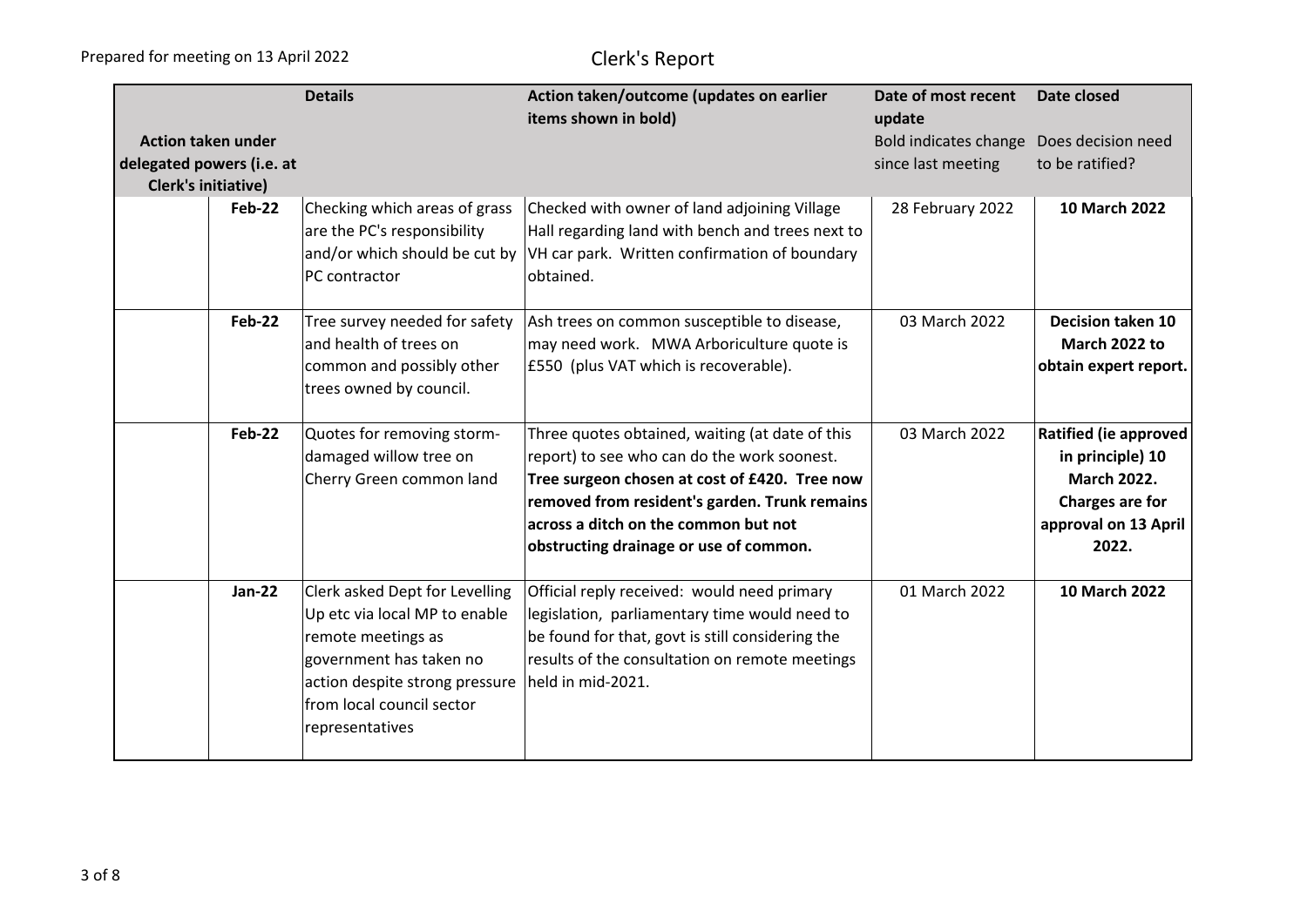Prepared for meeting on 13 April 2022

# Clerk's Report

| Action taken under delegated powers (i.e. at Clerk's initiative) | Details | Action taken/outcome (updates on earlier items shown in bold) | Date of most recent update<br>Bold indicates change since last meeting | Date closed<br>Does decision need to be ratified? |
|---|---|---|---|---|
| Feb-22 | Checking which areas of grass are the PC's responsibility and/or which should be cut by PC contractor | Checked with owner of land adjoining Village Hall regarding land with bench and trees next to VH car park. Written confirmation of boundary obtained. | 28 February 2022 | **10 March 2022** |
| Feb-22 | Tree survey needed for safety and health of trees on common and possibly other trees owned by council. | Ash trees on common susceptible to disease, may need work. MWA Arboriculture quote is £550 (plus VAT which is recoverable). | 03 March 2022 | **Decision taken 10 March 2022 to obtain expert report.** |
| Feb-22 | Quotes for removing storm-damaged willow tree on Cherry Green common land | Three quotes obtained, waiting (at date of this report) to see who can do the work soonest. **Tree surgeon chosen at cost of £420. Tree now removed from resident's garden. Trunk remains across a ditch on the common but not obstructing drainage or use of common.** | 03 March 2022 | **Ratified (ie approved in principle) 10 March 2022. Charges are for approval on 13 April 2022.** |
| Jan-22 | Clerk asked Dept for Levelling Up etc via local MP to enable remote meetings as government has taken no action despite strong pressure from local council sector representatives | Official reply received: would need primary legislation, parliamentary time would need to be found for that, govt is still considering the results of the consultation on remote meetings held in mid-2021. | 01 March 2022 | **10 March 2022** |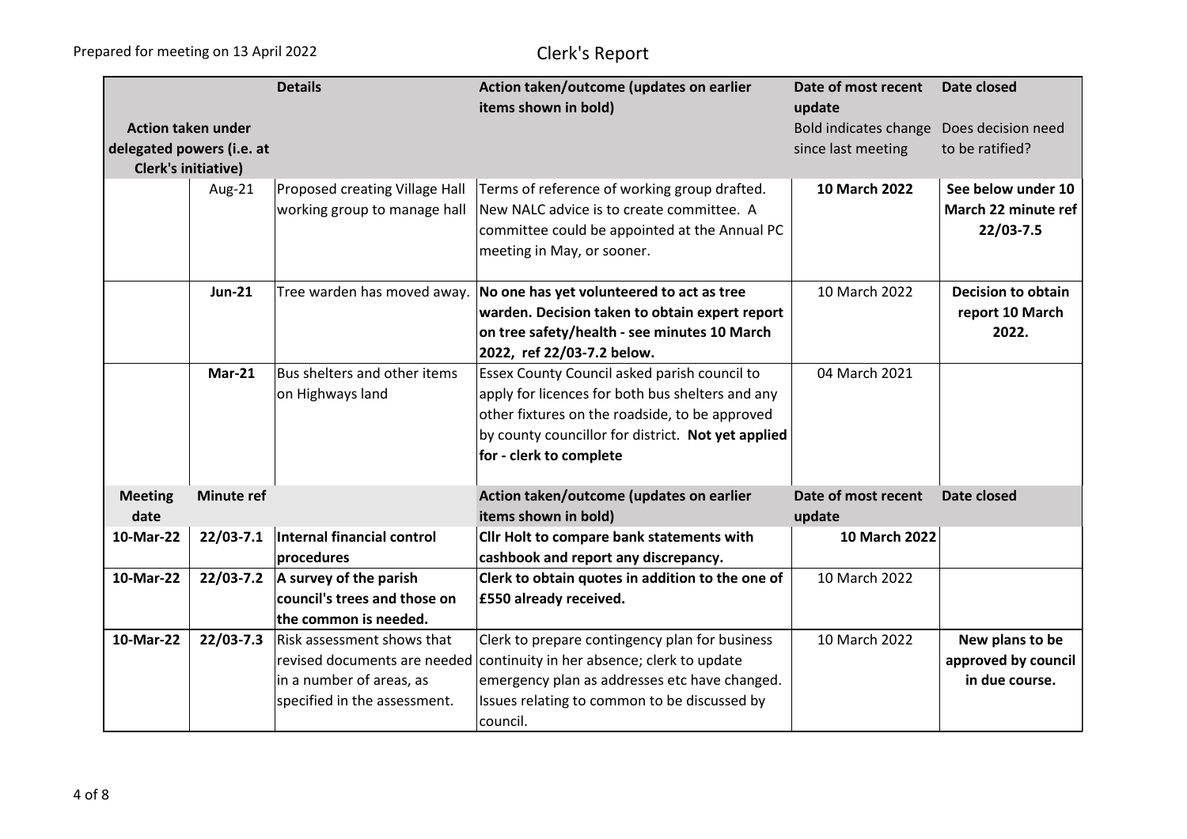Prepared for meeting on 13 April 2022

# Clerk's Report

| Action taken under delegated powers (i.e. at Clerk's initiative) | | Details | Action taken/outcome (updates on earlier items shown in bold) | Date of most recent update<br>Bold indicates change since last meeting | Date closed<br>Does decision need to be ratified? |
|---|---|---|---|---|---|
| | Aug-21 | Proposed creating Village Hall working group to manage hall | Terms of reference of working group drafted. New NALC advice is to create committee. A committee could be appointed at the Annual PC meeting in May, or sooner. | **10 March 2022** | **See below under 10 March 22 minute ref 22/03-7.5** |
| | **Jun-21** | Tree warden has moved away. | **No one has yet volunteered to act as tree warden. Decision taken to obtain expert report on tree safety/health - see minutes 10 March 2022, ref 22/03-7.2 below.** | 10 March 2022 | **Decision to obtain report 10 March 2022.** |
| | **Mar-21** | Bus shelters and other items on Highways land | Essex County Council asked parish council to apply for licences for both bus shelters and any other fixtures on the roadside, to be approved by county councillor for district. **Not yet applied for - clerk to complete** | 04 March 2021 | |
| **Meeting date** | **Minute ref** | | **Action taken/outcome (updates on earlier items shown in bold)** | **Date of most recent update** | **Date closed** |
| **10-Mar-22** | **22/03-7.1** | **Internal financial control procedures** | **Cllr Holt to compare bank statements with cashbook and report any discrepancy.** | **10 March 2022** | |
| **10-Mar-22** | **22/03-7.2** | **A survey of the parish council's trees and those on the common is needed.** | **Clerk to obtain quotes in addition to the one of £550 already received.** | 10 March 2022 | |
| **10-Mar-22** | **22/03-7.3** | Risk assessment shows that revised documents are needed in a number of areas, as specified in the assessment. | Clerk to prepare contingency plan for business continuity in her absence; clerk to update emergency plan as addresses etc have changed. Issues relating to common to be discussed by council. | 10 March 2022 | **New plans to be approved by council in due course.** |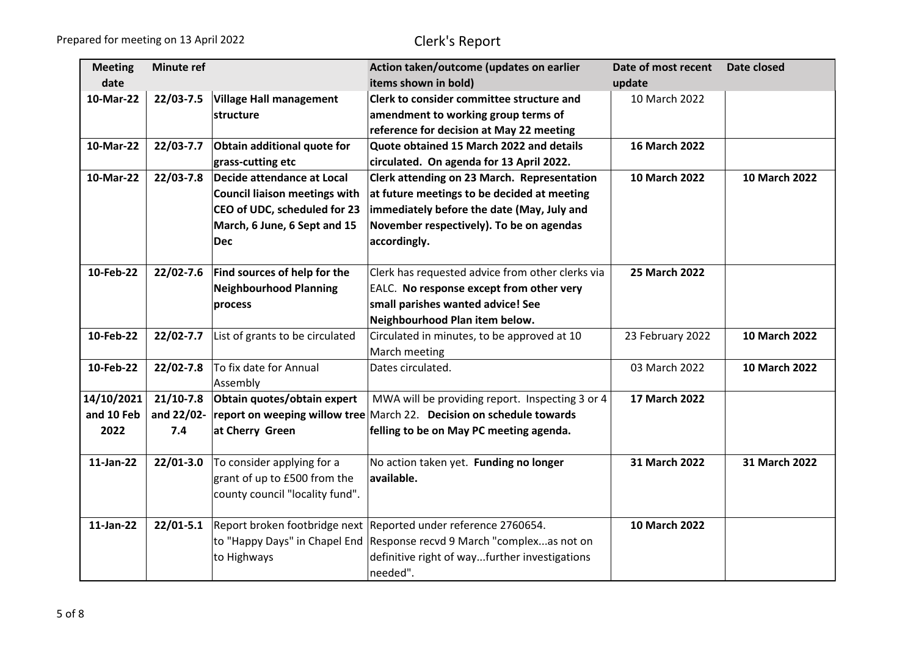Prepared for meeting on 13 April 2022

# Clerk's Report

| Meeting date | Minute ref | | Action taken/outcome (updates on earlier items shown in bold) | Date of most recent update | Date closed |
|---|---|---|---|---|---|
| **10-Mar-22** | **22/03-7.5** | **Village Hall management structure** | **Clerk to consider committee structure and amendment to working group terms of reference for decision at May 22 meeting** | 10 March 2022 | |
| **10-Mar-22** | **22/03-7.7** | **Obtain additional quote for grass-cutting etc** | **Quote obtained 15 March 2022 and details circulated. On agenda for 13 April 2022.** | **16 March 2022** | |
| **10-Mar-22** | **22/03-7.8** | **Decide attendance at Local Council liaison meetings with CEO of UDC, scheduled for 23 March, 6 June, 6 Sept and 15 Dec** | **Clerk attending on 23 March. Representation at future meetings to be decided at meeting immediately before the date (May, July and November respectively). To be on agendas accordingly.** | **10 March 2022** | **10 March 2022** |
| **10-Feb-22** | **22/02-7.6** | **Find sources of help for the Neighbourhood Planning process** | Clerk has requested advice from other clerks via EALC. **No response except from other very small parishes wanted advice! See Neighbourhood Plan item below.** | **25 March 2022** | |
| **10-Feb-22** | **22/02-7.7** | List of grants to be circulated | Circulated in minutes, to be approved at 10 March meeting | 23 February 2022 | **10 March 2022** |
| **10-Feb-22** | **22/02-7.8** | To fix date for Annual Assembly | Dates circulated. | 03 March 2022 | **10 March 2022** |
| **14/10/2021 and 10 Feb 2022** | **21/10-7.8 and 22/02-7.4** | **Obtain quotes/obtain expert report on weeping willow tree at Cherry Green** | MWA will be providing report. Inspecting 3 or 4 March 22. **Decision on schedule towards felling to be on May PC meeting agenda.** | **17 March 2022** | |
| **11-Jan-22** | **22/01-3.0** | To consider applying for a grant of up to £500 from the county council "locality fund". | No action taken yet. **Funding no longer available.** | **31 March 2022** | **31 March 2022** |
| **11-Jan-22** | **22/01-5.1** | Report broken footbridge next to "Happy Days" in Chapel End to Highways | Reported under reference 2760654. Response recvd 9 March "complex...as not on definitive right of way...further investigations needed". | **10 March 2022** | |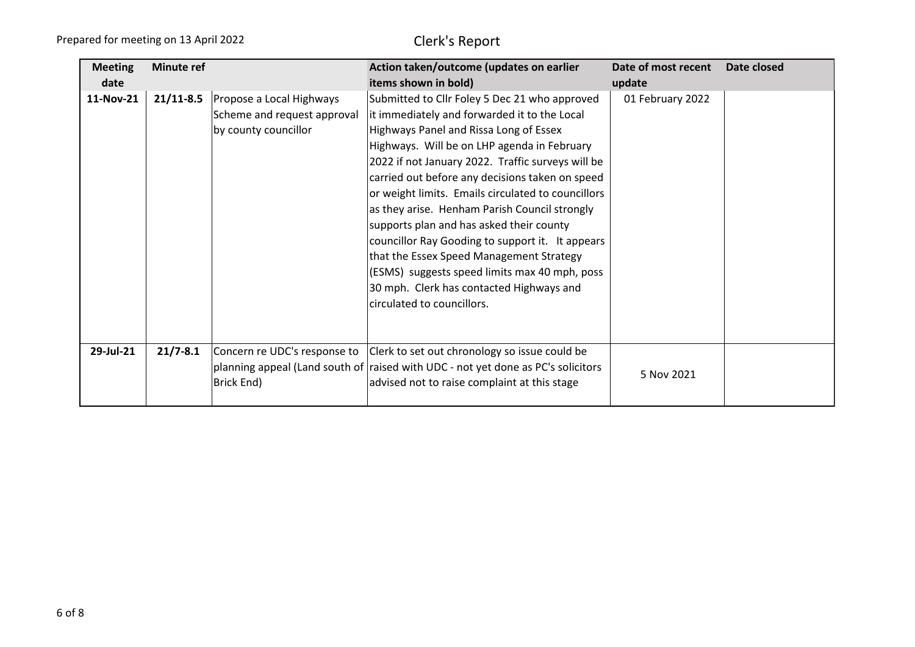Prepared for meeting on 13 April 2022

# Clerk's Report

| Meeting date | Minute ref | | Action taken/outcome (updates on earlier items shown in bold) | Date of most recent update | Date closed |
|---|---|---|---|---|---|
| **11-Nov-21** | **21/11-8.5** | Propose a Local Highways Scheme and request approval by county councillor | Submitted to Cllr Foley 5 Dec 21 who approved it immediately and forwarded it to the Local Highways Panel and Rissa Long of Essex Highways. Will be on LHP agenda in February 2022 if not January 2022. Traffic surveys will be carried out before any decisions taken on speed or weight limits. Emails circulated to councillors as they arise. Henham Parish Council strongly supports plan and has asked their county councillor Ray Gooding to support it. It appears that the Essex Speed Management Strategy (ESMS) suggests speed limits max 40 mph, poss 30 mph. Clerk has contacted Highways and circulated to councillors. | 01 February 2022 | |
| **29-Jul-21** | **21/7-8.1** | Concern re UDC's response to planning appeal (Land south of Brick End) | Clerk to set out chronology so issue could be raised with UDC - not yet done as PC's solicitors advised not to raise complaint at this stage | 5 Nov 2021 | |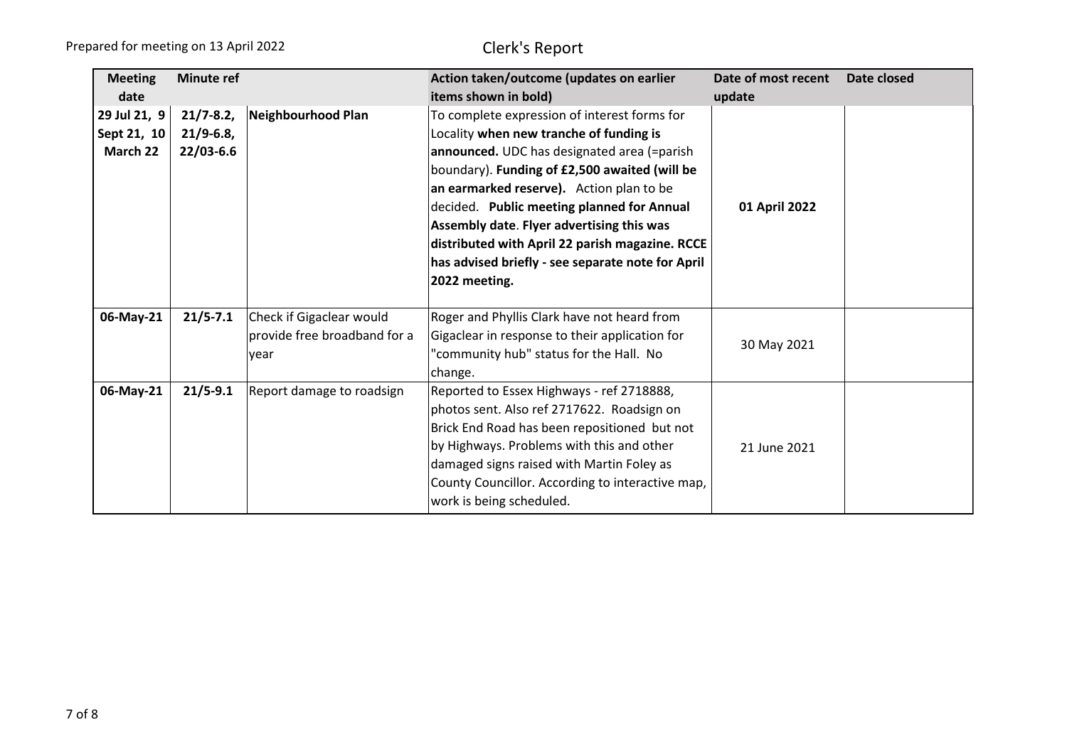| Meeting date | Minute ref | | Action taken/outcome (updates on earlier items shown in bold) | Date of most recent update | Date closed |
|---|---|---|---|---|---|
| **29 Jul 21, 9 Sept 21, 10 March 22** | **21/7-8.2, 21/9-6.8, 22/03-6.6** | **Neighbourhood Plan** | To complete expression of interest forms for Locality **when new tranche of funding is announced.** UDC has designated area (=parish boundary). **Funding of £2,500 awaited (will be an earmarked reserve).** Action plan to be decided. **Public meeting planned for Annual Assembly date**. **Flyer advertising this was distributed with April 22 parish magazine. RCCE has advised briefly - see separate note for April 2022 meeting.** | **01 April 2022** | |
| **06-May-21** | **21/5-7.1** | Check if Gigaclear would provide free broadband for a year | Roger and Phyllis Clark have not heard from Gigaclear in response to their application for "community hub" status for the Hall. No change. | 30 May 2021 | |
| **06-May-21** | **21/5-9.1** | Report damage to roadsign | Reported to Essex Highways - ref 2718888, photos sent. Also ref 2717622. Roadsign on Brick End Road has been repositioned but not by Highways. Problems with this and other damaged signs raised with Martin Foley as County Councillor. According to interactive map, work is being scheduled. | 21 June 2021 | |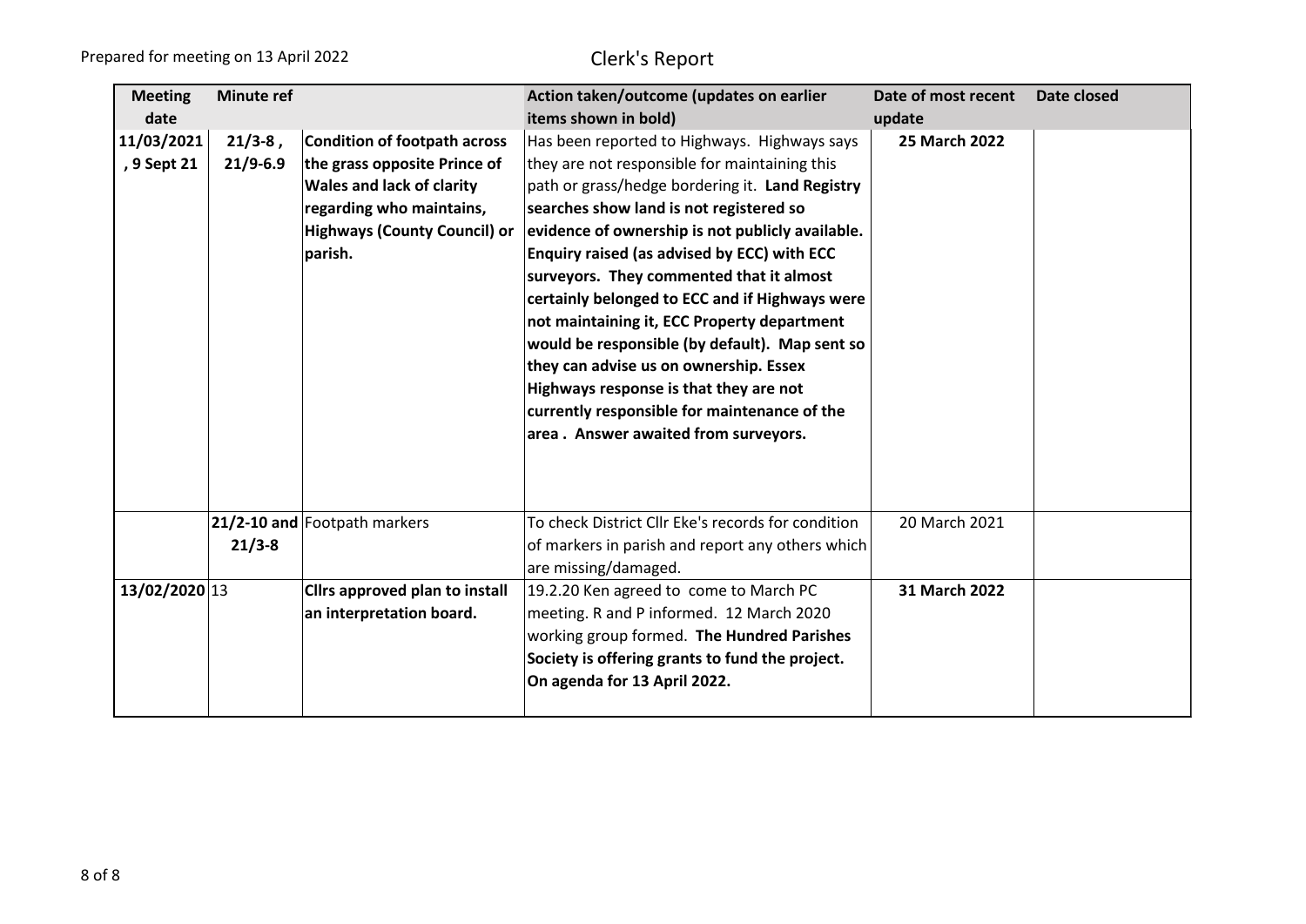| Meeting date | Minute ref | | Action taken/outcome (updates on earlier items shown in bold) | Date of most recent update | Date closed |
|---|---|---|---|---|---|
| **11/03/2021, 9 Sept 21** | **21/3-8, 21/9-6.9** | **Condition of footpath across the grass opposite Prince of Wales and lack of clarity regarding who maintains, Highways (County Council) or parish.** | Has been reported to Highways. Highways says they are not responsible for maintaining this path or grass/hedge bordering it. **Land Registry searches show land is not registered so evidence of ownership is not publicly available. Enquiry raised (as advised by ECC) with ECC surveyors. They commented that it almost certainly belonged to ECC and if Highways were not maintaining it, ECC Property department would be responsible (by default). Map sent so they can advise us on ownership. Essex Highways response is that they are not currently responsible for maintenance of the area . Answer awaited from surveyors.** | **25 March 2022** | |
| | **21/2-10 and 21/3-8** | Footpath markers | To check District Cllr Eke's records for condition of markers in parish and report any others which are missing/damaged. | 20 March 2021 | |
| **13/02/2020** | 13 | **Cllrs approved plan to install an interpretation board.** | 19.2.20 Ken agreed to come to March PC meeting. R and P informed. 12 March 2020 working group formed. **The Hundred Parishes Society is offering grants to fund the project. On agenda for 13 April 2022.** | **31 March 2022** | |